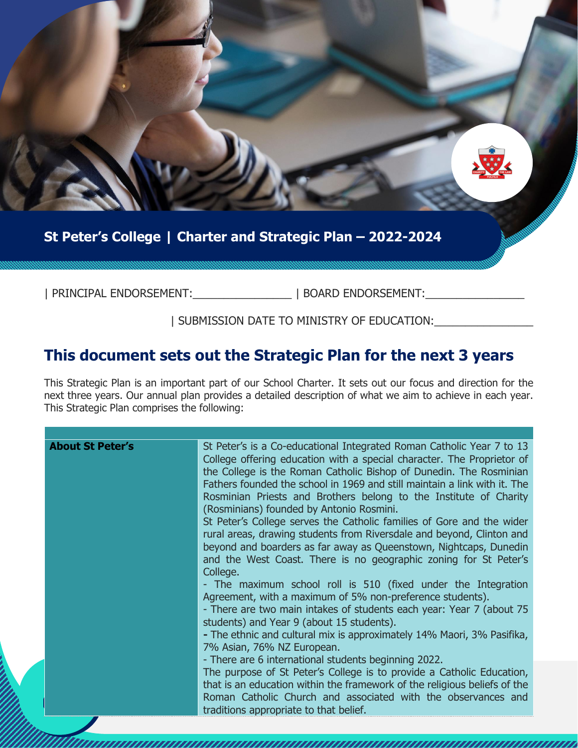# St Peter's College | Charter and Strategic Plan – 2022-2024

| PRINCIPAL ENDORSEMENT:________________ | BOARD ENDORSEMENT:________________

| SUBMISSION DATE TO MINISTRY OF EDUCATION:________________

## This document sets out the Strategic Plan for the next 3 years

This Strategic Plan is an important part of our School Charter. It sets out our focus and direction for the next three years. Our annual plan provides a detailed description of what we aim to achieve in each year. This Strategic Plan comprises the following:

| | |
|---|---|
| **About St Peter's** | St Peter's is a Co-educational Integrated Roman Catholic Year 7 to 13 College offering education with a special character. The Proprietor of the College is the Roman Catholic Bishop of Dunedin. The Rosminian Fathers founded the school in 1969 and still maintain a link with it. The Rosminian Priests and Brothers belong to the Institute of Charity (Rosminians) founded by Antonio Rosmini.<br>St Peter's College serves the Catholic families of Gore and the wider rural areas, drawing students from Riversdale and beyond, Clinton and beyond and boarders as far away as Queenstown, Nightcaps, Dunedin and the West Coast. There is no geographic zoning for St Peter's College.<br>- The maximum school roll is 510 (fixed under the Integration Agreement, with a maximum of 5% non-preference students).<br>- There are two main intakes of students each year: Year 7 (about 75 students) and Year 9 (about 15 students).<br>- The ethnic and cultural mix is approximately 14% Maori, 3% Pasifika, 7% Asian, 76% NZ European.<br>- There are 6 international students beginning 2022.<br>The purpose of St Peter's College is to provide a Catholic Education, that is an education within the framework of the religious beliefs of the Roman Catholic Church and associated with the observances and traditions appropriate to that belief. |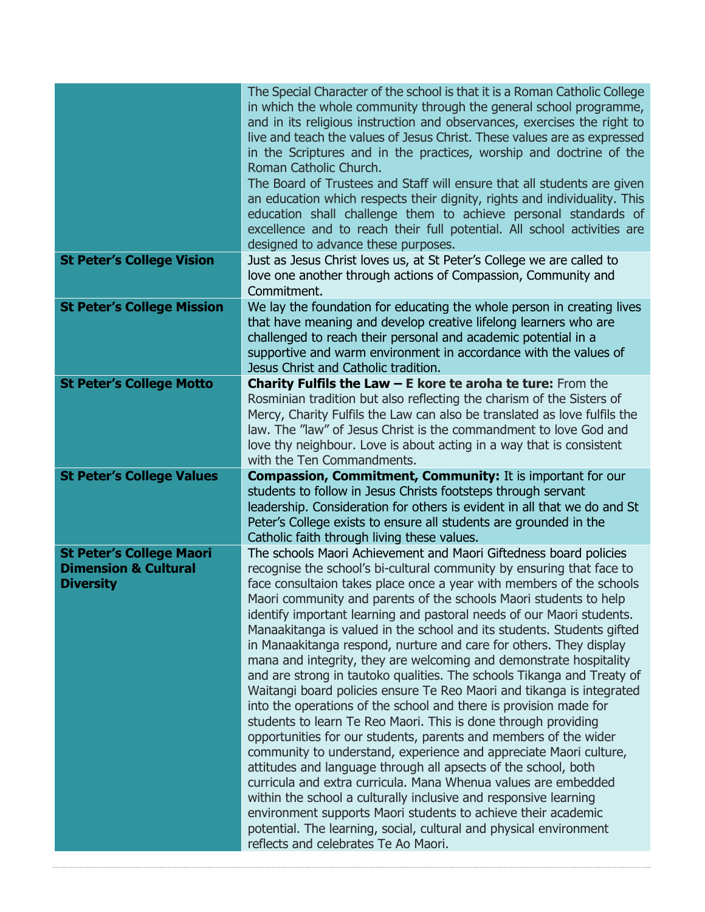| | |
|---|---|
| | The Special Character of the school is that it is a Roman Catholic College in which the whole community through the general school programme, and in its religious instruction and observances, exercises the right to live and teach the values of Jesus Christ. These values are as expressed in the Scriptures and in the practices, worship and doctrine of the Roman Catholic Church.<br>The Board of Trustees and Staff will ensure that all students are given an education which respects their dignity, rights and individuality. This education shall challenge them to achieve personal standards of excellence and to reach their full potential. All school activities are designed to advance these purposes. |
| **St Peter's College Vision** | Just as Jesus Christ loves us, at St Peter's College we are called to love one another through actions of Compassion, Community and Commitment. |
| **St Peter's College Mission** | We lay the foundation for educating the whole person in creating lives that have meaning and develop creative lifelong learners who are challenged to reach their personal and academic potential in a supportive and warm environment in accordance with the values of Jesus Christ and Catholic tradition. |
| **St Peter's College Motto** | **Charity Fulfils the Law – E kore te aroha te ture:** From the Rosminian tradition but also reflecting the charism of the Sisters of Mercy, Charity Fulfils the Law can also be translated as love fulfils the law. The "law" of Jesus Christ is the commandment to love God and love thy neighbour. Love is about acting in a way that is consistent with the Ten Commandments. |
| **St Peter's College Values** | **Compassion, Commitment, Community:** It is important for our students to follow in Jesus Christs footsteps through servant leadership. Consideration for others is evident in all that we do and St Peter's College exists to ensure all students are grounded in the Catholic faith through living these values. |
| **St Peter's College Maori Dimension & Cultural Diversity** | The schools Maori Achievement and Maori Giftedness board policies recognise the school's bi-cultural community by ensuring that face to face consultaion takes place once a year with members of the schools Maori community and parents of the schools Maori students to help identify important learning and pastoral needs of our Maori students. Manaakitanga is valued in the school and its students. Students gifted in Manaakitanga respond, nurture and care for others. They display mana and integrity, they are welcoming and demonstrate hospitality and are strong in tautoko qualities. The schools Tikanga and Treaty of Waitangi board policies ensure Te Reo Maori and tikanga is integrated into the operations of the school and there is provision made for students to learn Te Reo Maori. This is done through providing opportunities for our students, parents and members of the wider community to understand, experience and appreciate Maori culture, attitudes and language through all apsects of the school, both curricula and extra curricula. Mana Whenua values are embedded within the school a culturally inclusive and responsive learning environment supports Maori students to achieve their academic potential. The learning, social, cultural and physical environment reflects and celebrates Te Ao Maori. |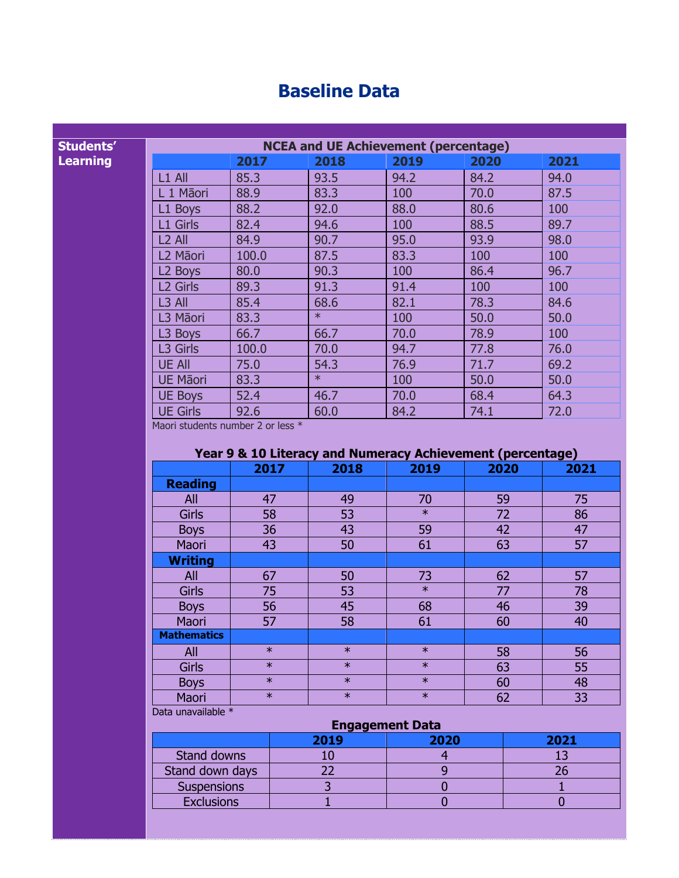# Baseline Data

**Students' Learning**

### NCEA and UE Achievement (percentage)

| | 2017 | 2018 | 2019 | 2020 | 2021 |
|---|---|---|---|---|---|
| L1 All | 85.3 | 93.5 | 94.2 | 84.2 | 94.0 |
| L 1 Māori | 88.9 | 83.3 | 100 | 70.0 | 87.5 |
| L1 Boys | 88.2 | 92.0 | 88.0 | 80.6 | 100 |
| L1 Girls | 82.4 | 94.6 | 100 | 88.5 | 89.7 |
| L2 All | 84.9 | 90.7 | 95.0 | 93.9 | 98.0 |
| L2 Māori | 100.0 | 87.5 | 83.3 | 100 | 100 |
| L2 Boys | 80.0 | 90.3 | 100 | 86.4 | 96.7 |
| L2 Girls | 89.3 | 91.3 | 91.4 | 100 | 100 |
| L3 All | 85.4 | 68.6 | 82.1 | 78.3 | 84.6 |
| L3 Māori | 83.3 | * | 100 | 50.0 | 50.0 |
| L3 Boys | 66.7 | 66.7 | 70.0 | 78.9 | 100 |
| L3 Girls | 100.0 | 70.0 | 94.7 | 77.8 | 76.0 |
| UE All | 75.0 | 54.3 | 76.9 | 71.7 | 69.2 |
| UE Māori | 83.3 | * | 100 | 50.0 | 50.0 |
| UE Boys | 52.4 | 46.7 | 70.0 | 68.4 | 64.3 |
| UE Girls | 92.6 | 60.0 | 84.2 | 74.1 | 72.0 |

Maori students number 2 or less *

### Year 9 & 10 Literacy and Numeracy Achievement (percentage)

| | 2017 | 2018 | 2019 | 2020 | 2021 |
|---|---|---|---|---|---|
| **Reading** | | | | | |
| All | 47 | 49 | 70 | 59 | 75 |
| Girls | 58 | 53 | * | 72 | 86 |
| Boys | 36 | 43 | 59 | 42 | 47 |
| Maori | 43 | 50 | 61 | 63 | 57 |
| **Writing** | | | | | |
| All | 67 | 50 | 73 | 62 | 57 |
| Girls | 75 | 53 | * | 77 | 78 |
| Boys | 56 | 45 | 68 | 46 | 39 |
| Maori | 57 | 58 | 61 | 60 | 40 |
| **Mathematics** | | | | | |
| All | * | * | * | 58 | 56 |
| Girls | * | * | * | 63 | 55 |
| Boys | * | * | * | 60 | 48 |
| Maori | * | * | * | 62 | 33 |

Data unavailable *

### Engagement Data

| | 2019 | 2020 | 2021 |
|---|---|---|---|
| Stand downs | 10 | 4 | 13 |
| Stand down days | 22 | 9 | 26 |
| Suspensions | 3 | 0 | 1 |
| Exclusions | 1 | 0 | 0 |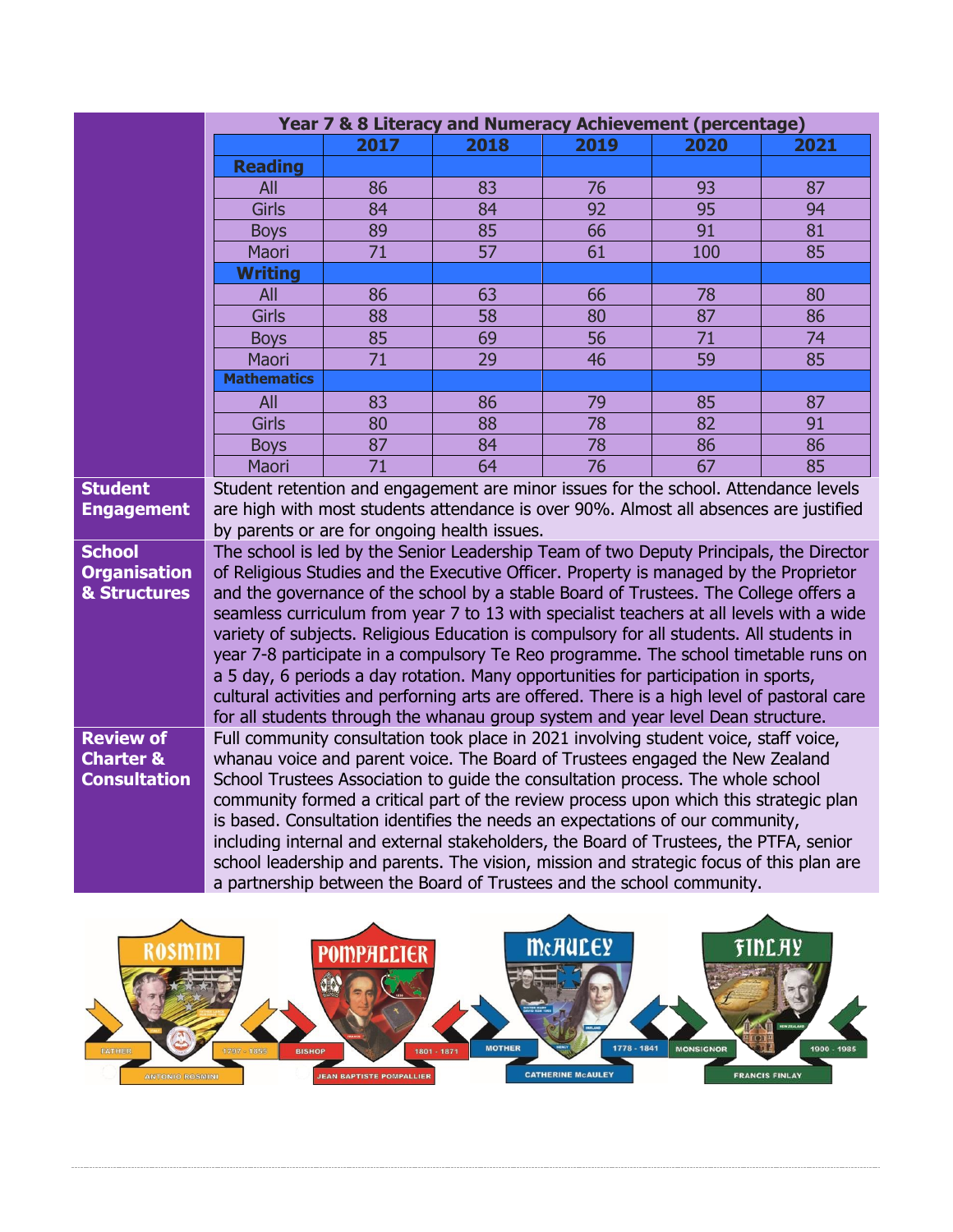**Year 7 & 8 Literacy and Numeracy Achievement (percentage)**

| | 2017 | 2018 | 2019 | 2020 | 2021 |
|---|---|---|---|---|---|
| **Reading** | | | | | |
| All | 86 | 83 | 76 | 93 | 87 |
| Girls | 84 | 84 | 92 | 95 | 94 |
| Boys | 89 | 85 | 66 | 91 | 81 |
| Maori | 71 | 57 | 61 | 100 | 85 |
| **Writing** | | | | | |
| All | 86 | 63 | 66 | 78 | 80 |
| Girls | 88 | 58 | 80 | 87 | 86 |
| Boys | 85 | 69 | 56 | 71 | 74 |
| Maori | 71 | 29 | 46 | 59 | 85 |
| **Mathematics** | | | | | |
| All | 83 | 86 | 79 | 85 | 87 |
| Girls | 80 | 88 | 78 | 82 | 91 |
| Boys | 87 | 84 | 78 | 86 | 86 |
| Maori | 71 | 64 | 76 | 67 | 85 |

**Student Engagement**

Student retention and engagement are minor issues for the school. Attendance levels are high with most students attendance is over 90%. Almost all absences are justified by parents or are for ongoing health issues.

**School Organisation & Structures**

The school is led by the Senior Leadership Team of two Deputy Principals, the Director of Religious Studies and the Executive Officer. Property is managed by the Proprietor and the governance of the school by a stable Board of Trustees. The College offers a seamless curriculum from year 7 to 13 with specialist teachers at all levels with a wide variety of subjects. Religious Education is compulsory for all students. All students in year 7-8 participate in a compulsory Te Reo programme. The school timetable runs on a 5 day, 6 periods a day rotation. Many opportunities for participation in sports, cultural activities and performing arts are offered. There is a high level of pastoral care for all students through the whanau group system and year level Dean structure.

**Review of Charter & Consultation**

Full community consultation took place in 2021 involving student voice, staff voice, whanau voice and parent voice. The Board of Trustees engaged the New Zealand School Trustees Association to guide the consultation process. The whole school community formed a critical part of the review process upon which this strategic plan is based. Consultation identifies the needs an expectations of our community, including internal and external stakeholders, the Board of Trustees, the PTFA, senior school leadership and parents. The vision, mission and strategic focus of this plan are a partnership between the Board of Trustees and the school community.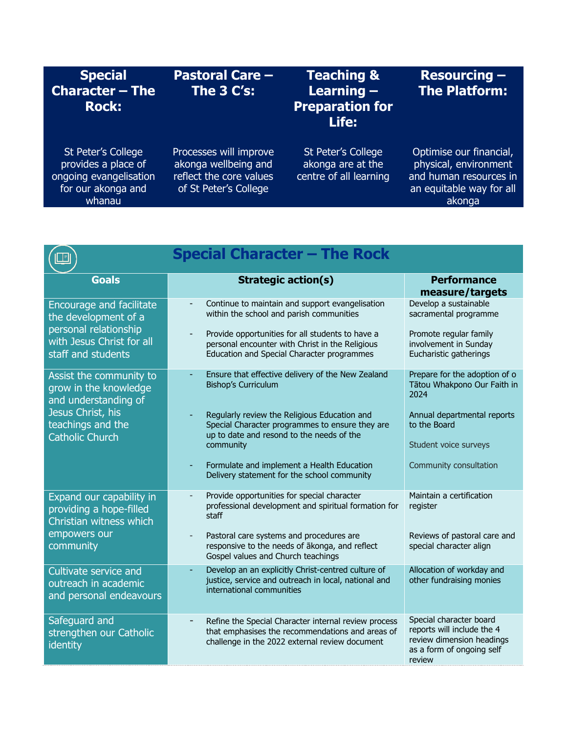| Special Character – The Rock: | Pastoral Care – The 3 C's: | Teaching & Learning – Preparation for Life: | Resourcing – The Platform: |
|---|---|---|---|
| St Peter's College provides a place of ongoing evangelisation for our akonga and whanau | Processes will improve akonga wellbeing and reflect the core values of St Peter's College | St Peter's College akonga are at the centre of all learning | Optimise our financial, physical, environment and human resources in an equitable way for all akonga |

## Special Character – The Rock

| Goals | Strategic action(s) | Performance measure/targets |
|---|---|---|
| Encourage and facilitate the development of a personal relationship with Jesus Christ for all staff and students | - Continue to maintain and support evangelisation within the school and parish communities<br>- Provide opportunities for all students to have a personal encounter with Christ in the Religious Education and Special Character programmes | Develop a sustainable sacramental programme<br><br>Promote regular family involvement in Sunday Eucharistic gatherings |
| Assist the community to grow in the knowledge and understanding of Jesus Christ, his teachings and the Catholic Church | - Ensure that effective delivery of the New Zealand Bishop's Curriculum<br>- Regularly review the Religious Education and Special Character programmes to ensure they are up to date and resond to the needs of the community<br>- Formulate and implement a Health Education Delivery statement for the school community | Prepare for the adoption of o Tātou Whakpono Our Faith in 2024<br><br>Annual departmental reports to the Board<br><br>Student voice surveys<br><br>Community consultation |
| Expand our capability in providing a hope-filled Christian witness which empowers our community | - Provide opportunities for special character professional development and spiritual formation for staff<br>- Pastoral care systems and procedures are responsive to the needs of ākonga, and reflect Gospel values and Church teachings | Maintain a certification register<br><br>Reviews of pastoral care and special character align |
| Cultivate service and outreach in academic and personal endeavours | - Develop an an explicitly Christ-centred culture of justice, service and outreach in local, national and international communities | Allocation of workday and other fundraising monies |
| Safeguard and strengthen our Catholic identity | - Refine the Special Character internal review process that emphasises the recommendations and areas of challenge in the 2022 external review document | Special character board reports will include the 4 review dimension headings as a form of ongoing self review |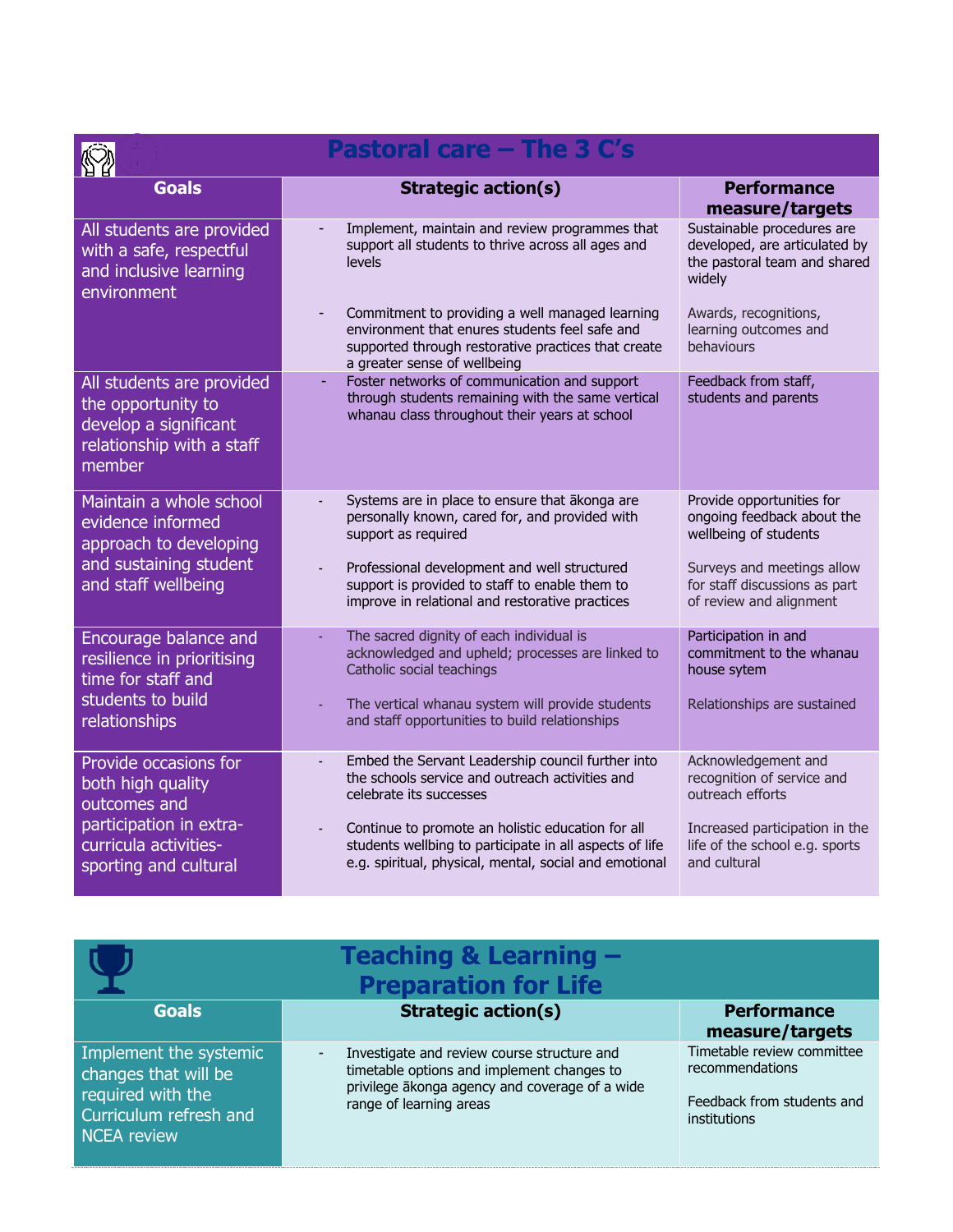## Pastoral care – The 3 C's

| Goals | Strategic action(s) | Performance measure/targets |
|---|---|---|
| All students are provided with a safe, respectful and inclusive learning environment | - Implement, maintain and review programmes that support all students to thrive across all ages and levels<br><br>- Commitment to providing a well managed learning environment that enures students feel safe and supported through restorative practices that create a greater sense of wellbeing | Sustainable procedures are developed, are articulated by the pastoral team and shared widely<br><br>Awards, recognitions, learning outcomes and behaviours |
| All students are provided the opportunity to develop a significant relationship with a staff member | - Foster networks of communication and support through students remaining with the same vertical whanau class throughout their years at school | Feedback from staff, students and parents |
| Maintain a whole school evidence informed approach to developing and sustaining student and staff wellbeing | - Systems are in place to ensure that ākonga are personally known, cared for, and provided with support as required<br><br>- Professional development and well structured support is provided to staff to enable them to improve in relational and restorative practices | Provide opportunities for ongoing feedback about the wellbeing of students<br><br>Surveys and meetings allow for staff discussions as part of review and alignment |
| Encourage balance and resilience in prioritising time for staff and students to build relationships | - The sacred dignity of each individual is acknowledged and upheld; processes are linked to Catholic social teachings<br><br>- The vertical whanau system will provide students and staff opportunities to build relationships | Participation in and commitment to the whanau house sytem<br><br>Relationships are sustained |
| Provide occasions for both high quality outcomes and participation in extra-curricula activities- sporting and cultural | - Embed the Servant Leadership council further into the schools service and outreach activities and celebrate its successes<br><br>- Continue to promote an holistic education for all students wellbing to participate in all aspects of life e.g. spiritual, physical, mental, social and emotional | Acknowledgement and recognition of service and outreach efforts<br><br>Increased participation in the life of the school e.g. sports and cultural |

## Teaching & Learning – Preparation for Life

| Goals | Strategic action(s) | Performance measure/targets |
|---|---|---|
| Implement the systemic changes that will be required with the Curriculum refresh and NCEA review | - Investigate and review course structure and timetable options and implement changes to privilege ākonga agency and coverage of a wide range of learning areas | Timetable review committee recommendations<br><br>Feedback from students and institutions |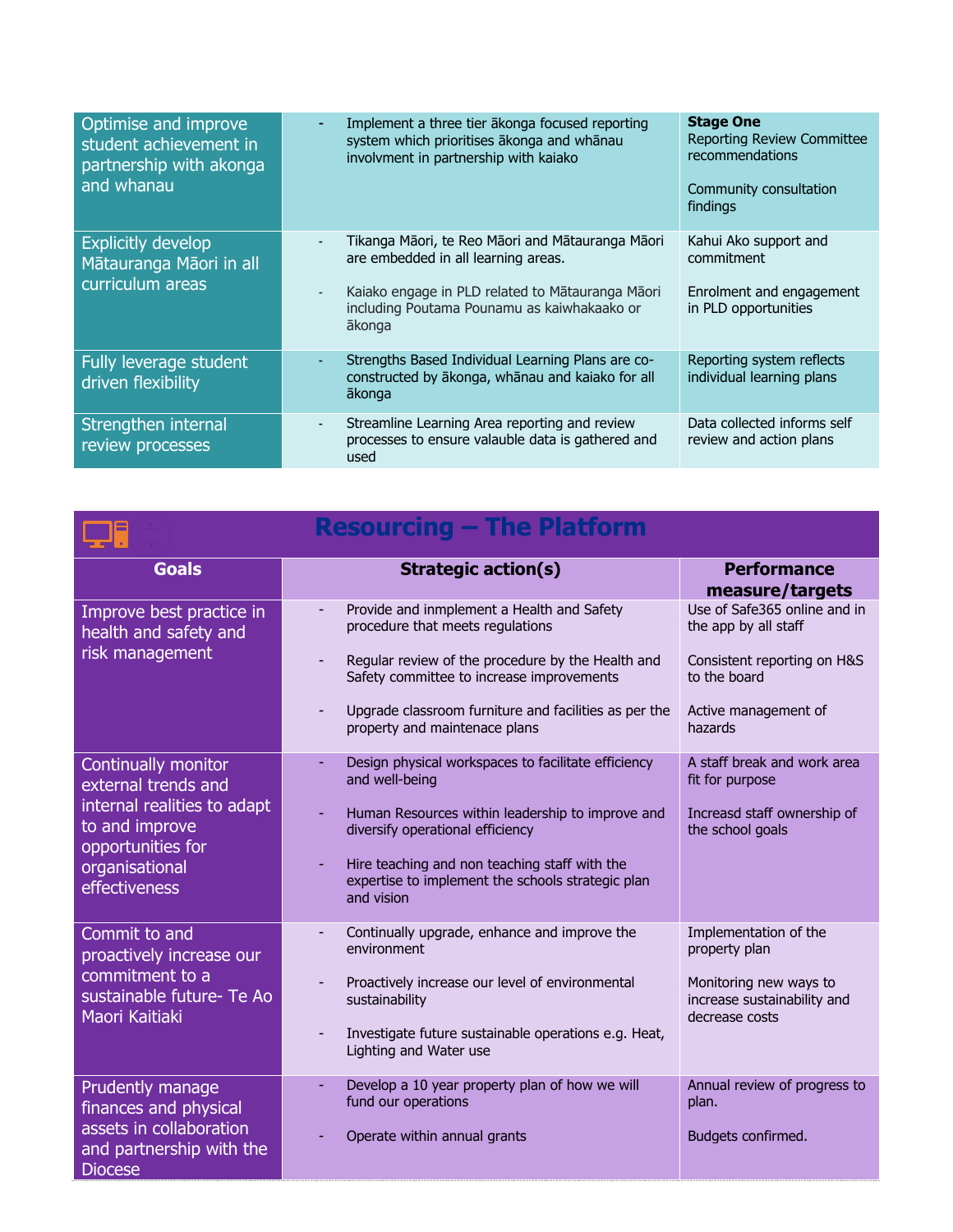| | | |
|---|---|---|
| Optimise and improve student achievement in partnership with akonga and whanau | - Implement a three tier ākonga focused reporting system which prioritises ākonga and whānau involvment in partnership with kaiako | **Stage One**<br>Reporting Review Committee recommendations<br><br>Community consultation findings |
| Explicitly develop Mātauranga Māori in all curriculum areas | - Tikanga Māori, te Reo Māori and Mātauranga Māori are embedded in all learning areas.<br><br>- Kaiako engage in PLD related to Mātauranga Māori including Poutama Pounamu as kaiwhakaako or ākonga | Kahui Ako support and commitment<br><br>Enrolment and engagement in PLD opportunities |
| Fully leverage student driven flexibility | - Strengths Based Individual Learning Plans are co-constructed by ākonga, whānau and kaiako for all ākonga | Reporting system reflects individual learning plans |
| Strengthen internal review processes | - Streamline Learning Area reporting and review processes to ensure valauble data is gathered and used | Data collected informs self review and action plans |

## Resourcing – The Platform

| Goals | Strategic action(s) | Performance measure/targets |
|---|---|---|
| Improve best practice in health and safety and risk management | - Provide and innplement a Health and Safety procedure that meets regulations<br><br>- Regular review of the procedure by the Health and Safety committee to increase improvements<br><br>- Upgrade classroom furniture and facilities as per the property and maintenace plans | Use of Safe365 online and in the app by all staff<br><br>Consistent reporting on H&S to the board<br><br>Active management of hazards |
| Continually monitor external trends and internal realities to adapt to and improve opportunities for organisational effectiveness | - Design physical workspaces to facilitate efficiency and well-being<br><br>- Human Resources within leadership to improve and diversify operational efficiency<br><br>- Hire teaching and non teaching staff with the expertise to implement the schools strategic plan and vision | A staff break and work area fit for purpose<br><br>Increasd staff ownership of the school goals |
| Commit to and proactively increase our commitment to a sustainable future- Te Ao Maori Kaitiaki | - Continually upgrade, enhance and improve the environment<br><br>- Proactively increase our level of environmental sustainability<br><br>- Investigate future sustainable operations e.g. Heat, Lighting and Water use | Implementation of the property plan<br><br>Monitoring new ways to increase sustainability and decrease costs |
| Prudently manage finances and physical assets in collaboration and partnership with the Diocese | - Develop a 10 year property plan of how we will fund our operations<br><br>- Operate within annual grants | Annual review of progress to plan.<br><br>Budgets confirmed. |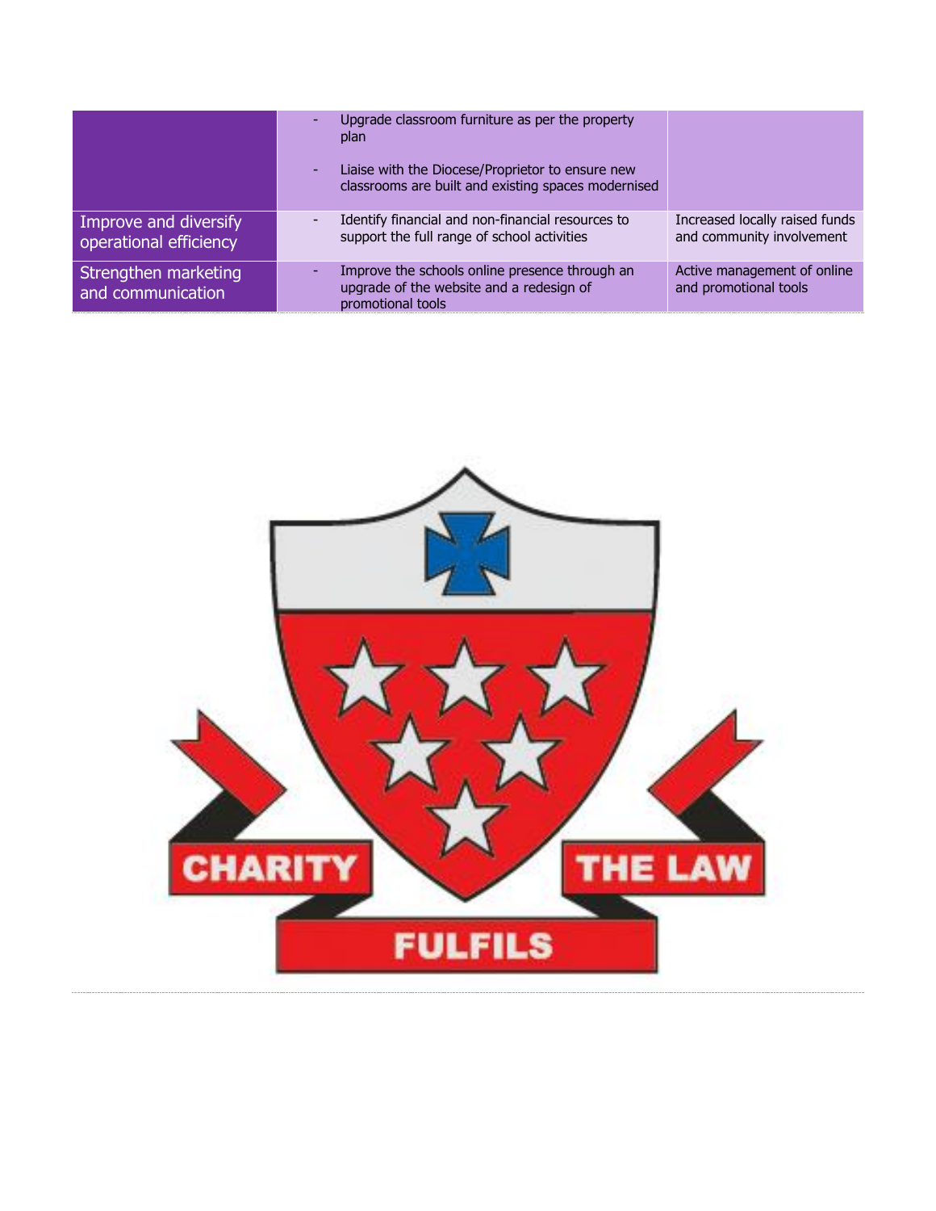| | | |
|---|---|---|
| | - Upgrade classroom furniture as per the property plan<br>- Liaise with the Diocese/Proprietor to ensure new classrooms are built and existing spaces modernised | |
| Improve and diversify operational efficiency | - Identify financial and non-financial resources to support the full range of school activities | Increased locally raised funds and community involvement |
| Strengthen marketing and communication | - Improve the schools online presence through an upgrade of the website and a redesign of promotional tools | Active management of online and promotional tools |

CHARITY FULFILS THE LAW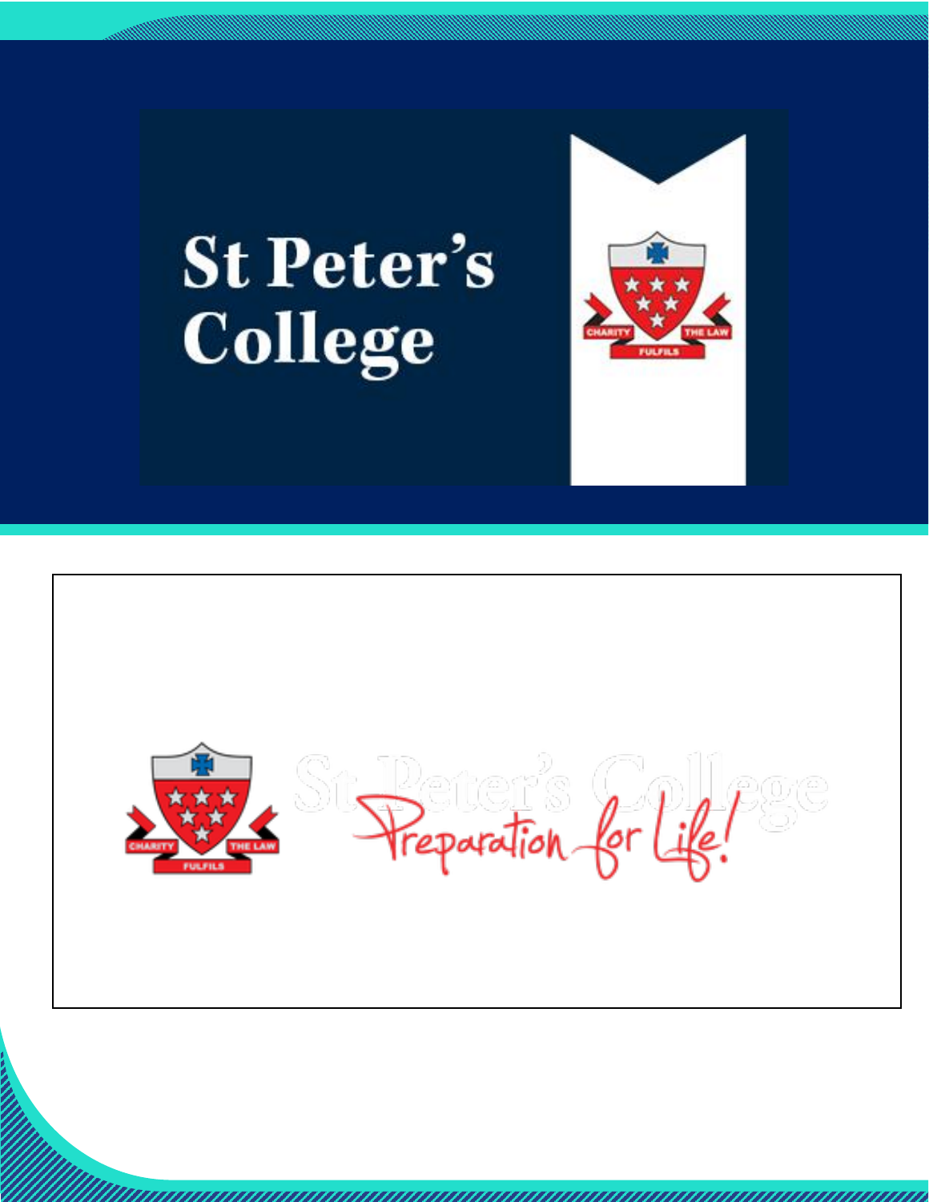St Peter's College

CHARITY FULFILS THE LAW

CHARITY FULFILS THE LAW

St Peter's College

Preparation for Life!